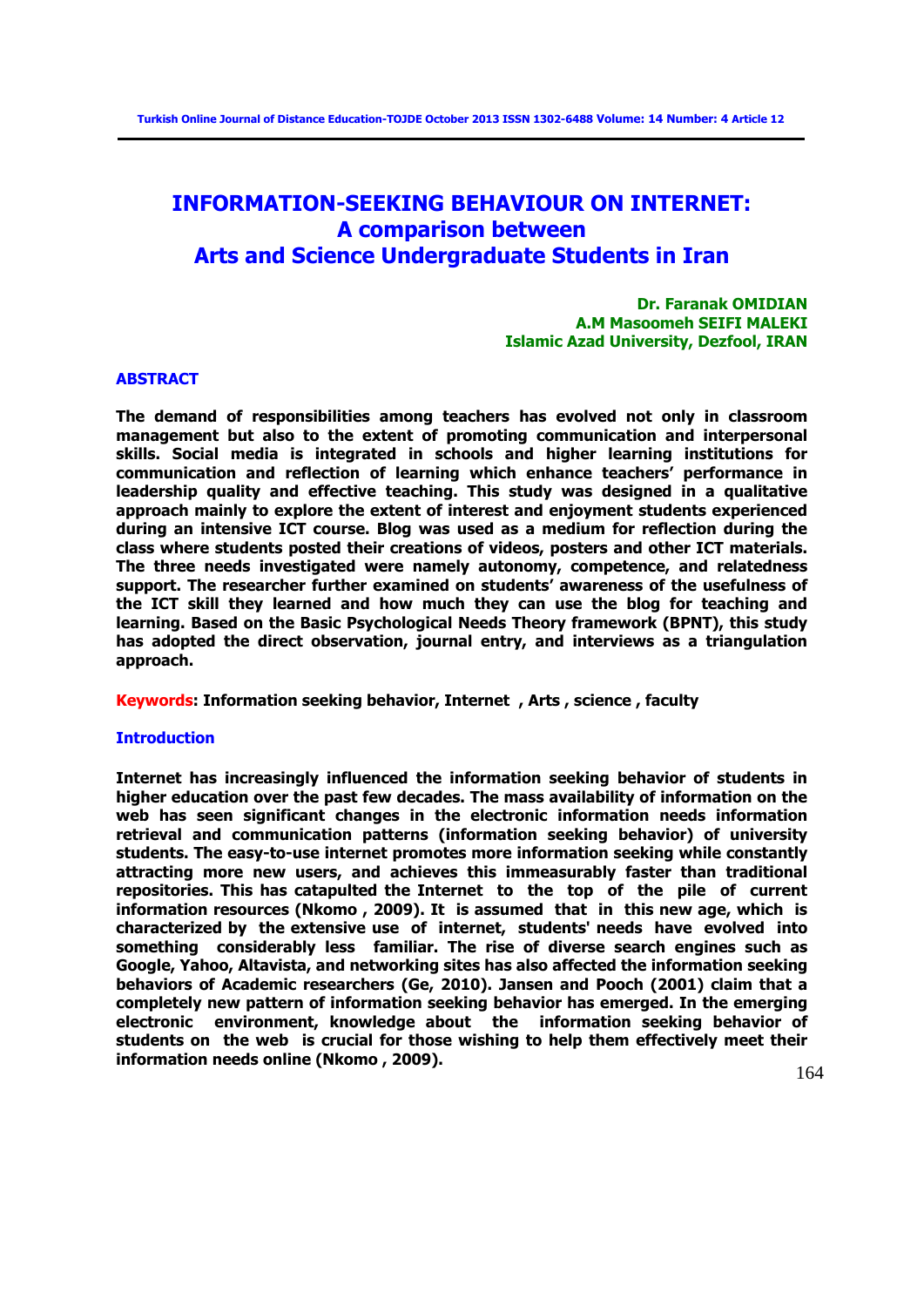# INFORMATION-SEEKING BEHAVIOUR ON INTERNET: A comparison between Arts and Science Undergraduate Students in Iran

**Dr. Faranak OMIDIAN**
**A.M Masoomeh SEIFI MALEKI**
**Islamic Azad University, Dezfool, IRAN**

## ABSTRACT

**The demand of responsibilities among teachers has evolved not only in classroom management but also to the extent of promoting communication and interpersonal skills. Social media is integrated in schools and higher learning institutions for communication and reflection of learning which enhance teachers' performance in leadership quality and effective teaching. This study was designed in a qualitative approach mainly to explore the extent of interest and enjoyment students experienced during an intensive ICT course. Blog was used as a medium for reflection during the class where students posted their creations of videos, posters and other ICT materials. The three needs investigated were namely autonomy, competence, and relatedness support. The researcher further examined on students' awareness of the usefulness of the ICT skill they learned and how much they can use the blog for teaching and learning. Based on the Basic Psychological Needs Theory framework (BPNT), this study has adopted the direct observation, journal entry, and interviews as a triangulation approach.**

**Keywords: Information seeking behavior, Internet , Arts , science , faculty**

## Introduction

**Internet has increasingly influenced the information seeking behavior of students in higher education over the past few decades. The mass availability of information on the web has seen significant changes in the electronic information needs information retrieval and communication patterns (information seeking behavior) of university students. The easy-to-use internet promotes more information seeking while constantly attracting more new users, and achieves this immeasurably faster than traditional repositories. This has catapulted the Internet to the top of the pile of current information resources (Nkomo , 2009). It is assumed that in this new age, which is characterized by the extensive use of internet, students' needs have evolved into something considerably less familiar. The rise of diverse search engines such as Google, Yahoo, Altavista, and networking sites has also affected the information seeking behaviors of Academic researchers (Ge, 2010). Jansen and Pooch (2001) claim that a completely new pattern of information seeking behavior has emerged. In the emerging electronic environment, knowledge about the information seeking behavior of students on the web is crucial for those wishing to help them effectively meet their information needs online (Nkomo , 2009).**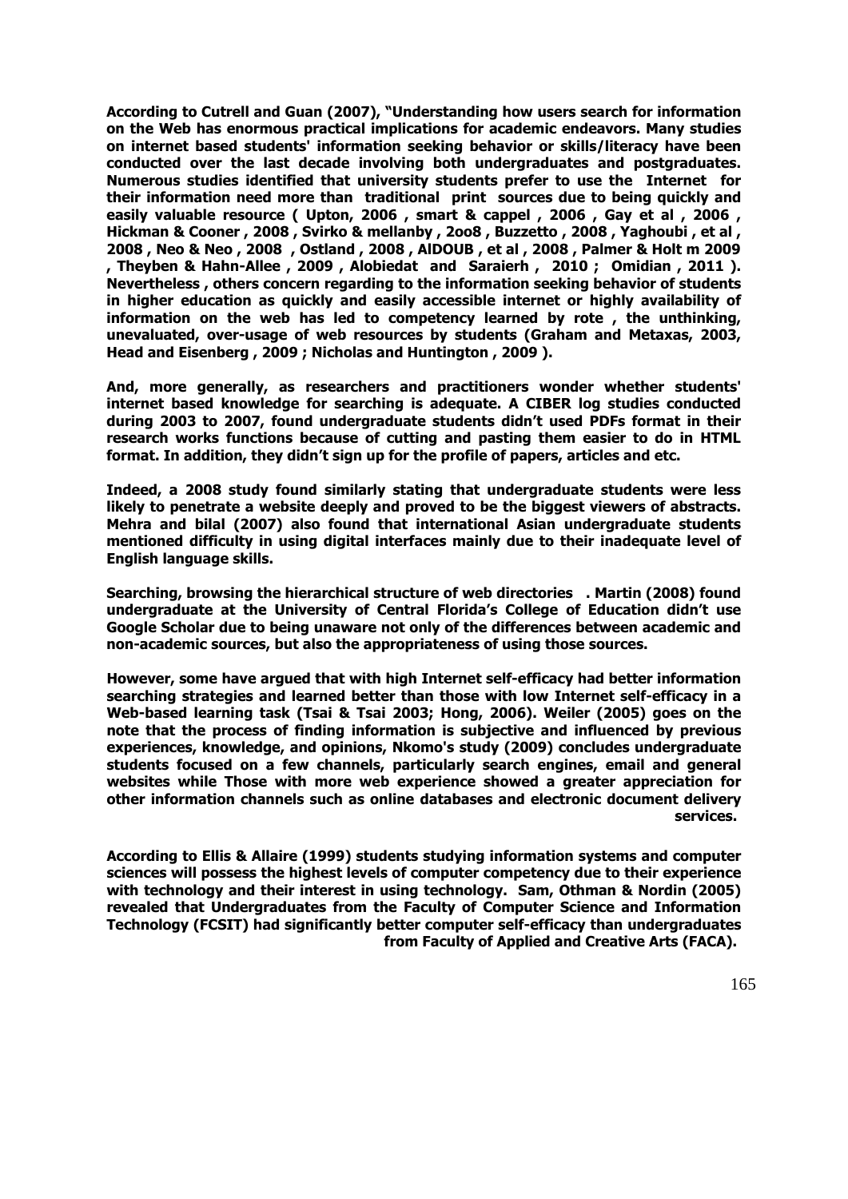**According to Cutrell and Guan (2007), "Understanding how users search for information on the Web has enormous practical implications for academic endeavors. Many studies on internet based students' information seeking behavior or skills/literacy have been conducted over the last decade involving both undergraduates and postgraduates. Numerous studies identified that university students prefer to use the Internet for their information need more than traditional print sources due to being quickly and easily valuable resource ( Upton, 2006 , smart & cappel , 2006 , Gay et al , 2006 , Hickman & Cooner , 2008 , Svirko & mellanby , 2oo8 , Buzzetto , 2008 , Yaghoubi , et al , 2008 , Neo & Neo , 2008 , Ostland , 2008 , AlDOUB , et al , 2008 , Palmer & Holt m 2009 , Theyben & Hahn-Allee , 2009 , Alobiedat and Saraierh , 2010 ; Omidian , 2011 ). Nevertheless , others concern regarding to the information seeking behavior of students in higher education as quickly and easily accessible internet or highly availability of information on the web has led to competency learned by rote , the unthinking, unevaluated, over-usage of web resources by students (Graham and Metaxas, 2003, Head and Eisenberg , 2009 ; Nicholas and Huntington , 2009 ).**

**And, more generally, as researchers and practitioners wonder whether students' internet based knowledge for searching is adequate. A CIBER log studies conducted during 2003 to 2007, found undergraduate students didn't used PDFs format in their research works functions because of cutting and pasting them easier to do in HTML format. In addition, they didn't sign up for the profile of papers, articles and etc.**

**Indeed, a 2008 study found similarly stating that undergraduate students were less likely to penetrate a website deeply and proved to be the biggest viewers of abstracts. Mehra and bilal (2007) also found that international Asian undergraduate students mentioned difficulty in using digital interfaces mainly due to their inadequate level of English language skills.**

**Searching, browsing the hierarchical structure of web directories . Martin (2008) found undergraduate at the University of Central Florida's College of Education didn't use Google Scholar due to being unaware not only of the differences between academic and non-academic sources, but also the appropriateness of using those sources.**

**However, some have argued that with high Internet self-efficacy had better information searching strategies and learned better than those with low Internet self-efficacy in a Web-based learning task (Tsai & Tsai 2003; Hong, 2006). Weiler (2005) goes on the note that the process of finding information is subjective and influenced by previous experiences, knowledge, and opinions, Nkomo's study (2009) concludes undergraduate students focused on a few channels, particularly search engines, email and general websites while Those with more web experience showed a greater appreciation for other information channels such as online databases and electronic document delivery services.**

**According to Ellis & Allaire (1999) students studying information systems and computer sciences will possess the highest levels of computer competency due to their experience with technology and their interest in using technology. Sam, Othman & Nordin (2005) revealed that Undergraduates from the Faculty of Computer Science and Information Technology (FCSIT) had significantly better computer self-efficacy than undergraduates from Faculty of Applied and Creative Arts (FACA).**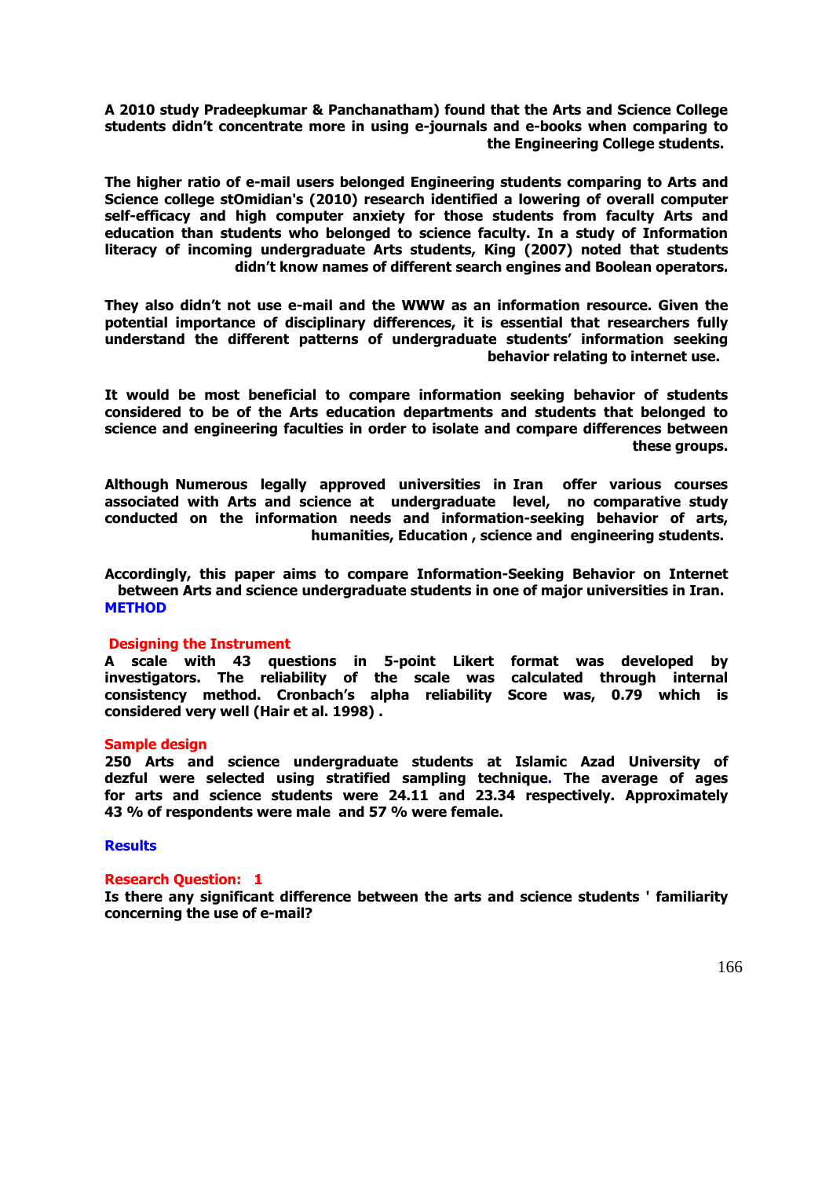**A 2010 study Pradeepkumar & Panchanatham) found that the Arts and Science College students didn't concentrate more in using e-journals and e-books when comparing to the Engineering College students.**

**The higher ratio of e-mail users belonged Engineering students comparing to Arts and Science college stOmidian's (2010) research identified a lowering of overall computer self-efficacy and high computer anxiety for those students from faculty Arts and education than students who belonged to science faculty. In a study of Information literacy of incoming undergraduate Arts students, King (2007) noted that students didn't know names of different search engines and Boolean operators.**

**They also didn't not use e-mail and the WWW as an information resource. Given the potential importance of disciplinary differences, it is essential that researchers fully understand the different patterns of undergraduate students' information seeking behavior relating to internet use.**

**It would be most beneficial to compare information seeking behavior of students considered to be of the Arts education departments and students that belonged to science and engineering faculties in order to isolate and compare differences between these groups.**

**Although Numerous legally approved universities in Iran offer various courses associated with Arts and science at undergraduate level, no comparative study conducted on the information needs and information-seeking behavior of arts, humanities, Education , science and engineering students.**

**Accordingly, this paper aims to compare Information-Seeking Behavior on Internet between Arts and science undergraduate students in one of major universities in Iran.**

## METHOD

### Designing the Instrument

**A scale with 43 questions in 5-point Likert format was developed by investigators. The reliability of the scale was calculated through internal consistency method. Cronbach's alpha reliability Score was, 0.79 which is considered very well (Hair et al. 1998) .**

### Sample design

**250 Arts and science undergraduate students at Islamic Azad University of dezful were selected using stratified sampling technique. The average of ages for arts and science students were 24.11 and 23.34 respectively. Approximately 43 % of respondents were male and 57 % were female.**

## Results

### Research Question: 1

**Is there any significant difference between the arts and science students ' familiarity concerning the use of e-mail?**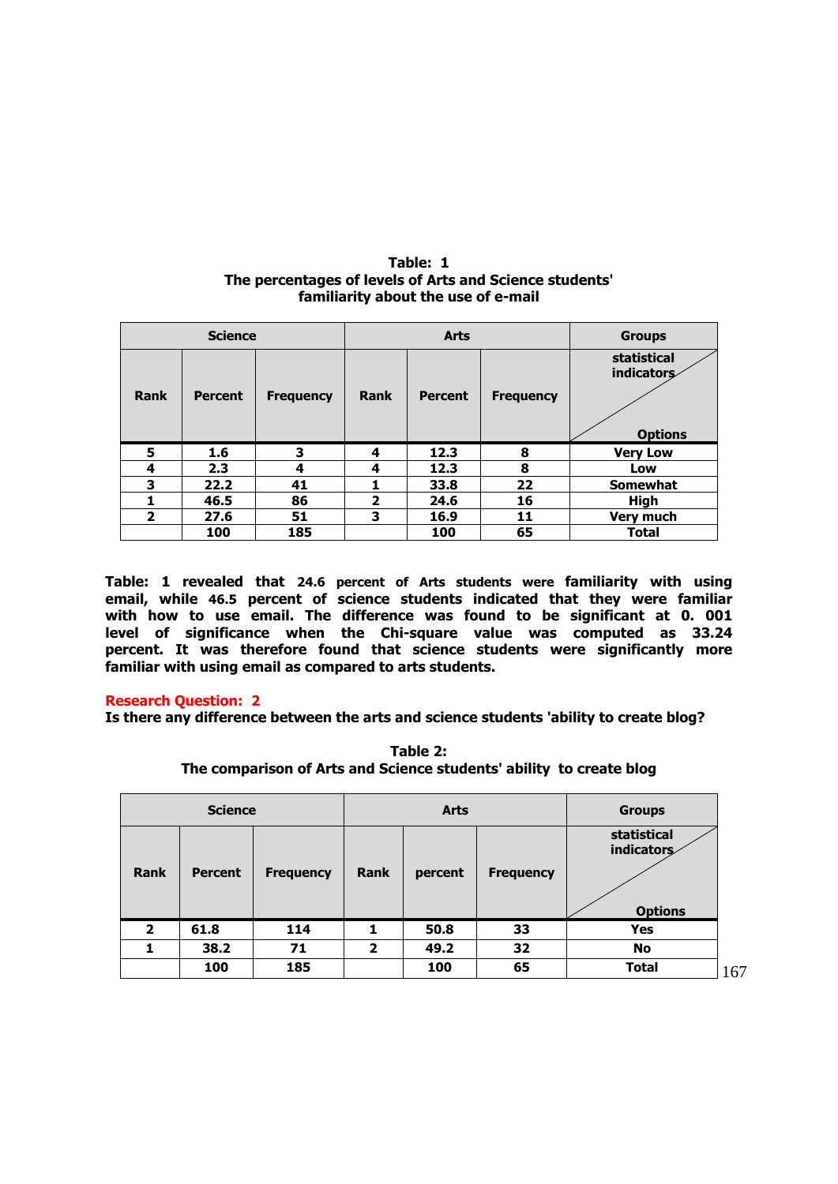**Table: 1**
**The percentages of levels of Arts and Science students' familiarity about the use of e-mail**

| Science | | | Arts | | | Groups |
|---|---|---|---|---|---|---|
| Rank | Percent | Frequency | Rank | Percent | Frequency | statistical indicators / Options |
| 5 | 1.6 | 3 | 4 | 12.3 | 8 | Very Low |
| 4 | 2.3 | 4 | 4 | 12.3 | 8 | Low |
| 3 | 22.2 | 41 | 1 | 33.8 | 22 | Somewhat |
| 1 | 46.5 | 86 | 2 | 24.6 | 16 | High |
| 2 | 27.6 | 51 | 3 | 16.9 | 11 | Very much |
| | 100 | 185 | | 100 | 65 | Total |

**Table: 1 revealed that 24.6 percent of Arts students were familiarity with using email, while 46.5 percent of science students indicated that they were familiar with how to use email. The difference was found to be significant at 0. 001 level of significance when the Chi-square value was computed as 33.24 percent. It was therefore found that science students were significantly more familiar with using email as compared to arts students.**

**Research Question: 2**

**Is there any difference between the arts and science students 'ability to create blog?**

**Table 2:**
**The comparison of Arts and Science students' ability to create blog**

| Science | | | Arts | | | Groups |
|---|---|---|---|---|---|---|
| Rank | Percent | Frequency | Rank | percent | Frequency | statistical indicators / Options |
| 2 | 61.8 | 114 | 1 | 50.8 | 33 | Yes |
| 1 | 38.2 | 71 | 2 | 49.2 | 32 | No |
| | 100 | 185 | | 100 | 65 | Total |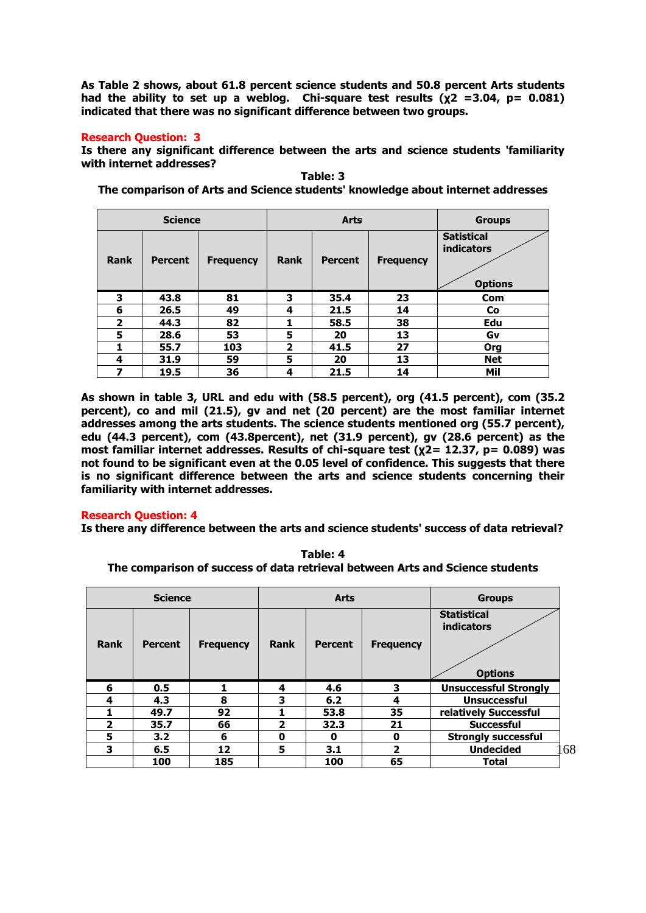**As Table 2 shows, about 61.8 percent science students and 50.8 percent Arts students had the ability to set up a weblog. Chi-square test results ($\chi^2$ =3.04, p= 0.081) indicated that there was no significant difference between two groups.**

**Research Question: 3**

**Is there any significant difference between the arts and science students 'familiarity with internet addresses?**

**Table: 3**
**The comparison of Arts and Science students' knowledge about internet addresses**

| Science | | | Arts | | | Groups |
|---|---|---|---|---|---|---|
| Rank | Percent | Frequency | Rank | Percent | Frequency | Satistical indicators / Options |
| 3 | 43.8 | 81 | 3 | 35.4 | 23 | Com |
| 6 | 26.5 | 49 | 4 | 21.5 | 14 | Co |
| 2 | 44.3 | 82 | 1 | 58.5 | 38 | Edu |
| 5 | 28.6 | 53 | 5 | 20 | 13 | Gv |
| 1 | 55.7 | 103 | 2 | 41.5 | 27 | Org |
| 4 | 31.9 | 59 | 5 | 20 | 13 | Net |
| 7 | 19.5 | 36 | 4 | 21.5 | 14 | Mil |

**As shown in table 3, URL and edu with (58.5 percent), org (41.5 percent), com (35.2 percent), co and mil (21.5), gv and net (20 percent) are the most familiar internet addresses among the arts students. The science students mentioned org (55.7 percent), edu (44.3 percent), com (43.8percent), net (31.9 percent), gv (28.6 percent) as the most familiar internet addresses. Results of chi-square test ($\chi^2$= 12.37, p= 0.089) was not found to be significant even at the 0.05 level of confidence. This suggests that there is no significant difference between the arts and science students concerning their familiarity with internet addresses.**

**Research Question: 4**

**Is there any difference between the arts and science students' success of data retrieval?**

**Table: 4**
**The comparison of success of data retrieval between Arts and Science students**

| Science | | | Arts | | | Groups |
|---|---|---|---|---|---|---|
| Rank | Percent | Frequency | Rank | Percent | Frequency | Statistical indicators / Options |
| 6 | 0.5 | 1 | 4 | 4.6 | 3 | Unsuccessful Strongly |
| 4 | 4.3 | 8 | 3 | 6.2 | 4 | Unsuccessful |
| 1 | 49.7 | 92 | 1 | 53.8 | 35 | relatively Successful |
| 2 | 35.7 | 66 | 2 | 32.3 | 21 | Successful |
| 5 | 3.2 | 6 | 0 | 0 | 0 | Strongly successful |
| 3 | 6.5 | 12 | 5 | 3.1 | 2 | Undecided |
| | 100 | 185 | | 100 | 65 | Total |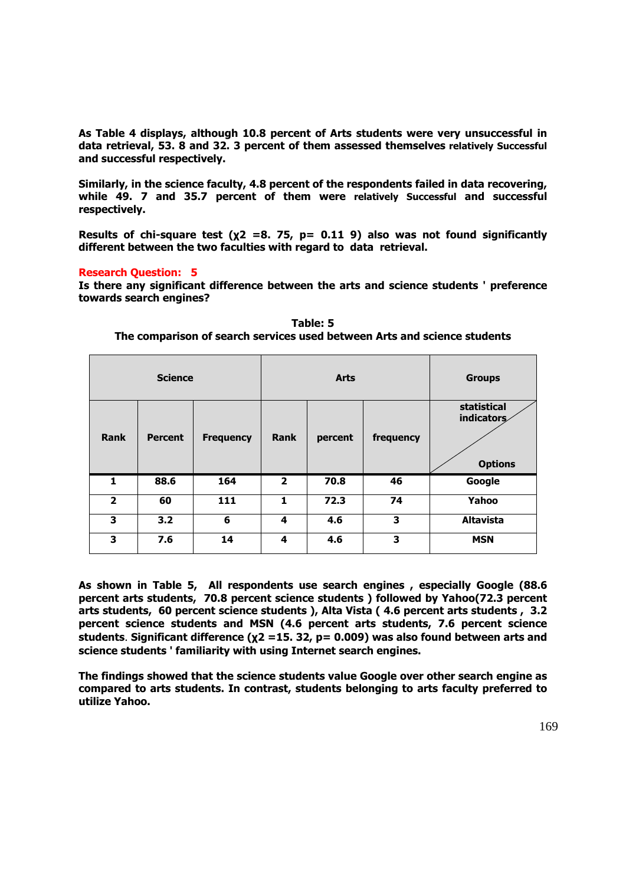**As Table 4 displays, although 10.8 percent of Arts students were very unsuccessful in data retrieval, 53. 8 and 32. 3 percent of them assessed themselves relatively Successful and successful respectively.**

**Similarly, in the science faculty, 4.8 percent of the respondents failed in data recovering, while 49. 7 and 35.7 percent of them were relatively Successful and successful respectively.**

**Results of chi-square test ($\chi2$ =8. 75, p= 0.11 9) also was not found significantly different between the two faculties with regard to data retrieval.**

**Research Question: 5**

**Is there any significant difference between the arts and science students ' preference towards search engines?**

**Table: 5**
**The comparison of search services used between Arts and science students**

| Science | | | Arts | | | Groups |
|---|---|---|---|---|---|---|
| Rank | Percent | Frequency | Rank | percent | frequency | statistical indicators / Options |
| 1 | 88.6 | 164 | 2 | 70.8 | 46 | Google |
| 2 | 60 | 111 | 1 | 72.3 | 74 | Yahoo |
| 3 | 3.2 | 6 | 4 | 4.6 | 3 | Altavista |
| 3 | 7.6 | 14 | 4 | 4.6 | 3 | MSN |

**As shown in Table 5, All respondents use search engines , especially Google (88.6 percent arts students, 70.8 percent science students ) followed by Yahoo(72.3 percent arts students, 60 percent science students ), Alta Vista ( 4.6 percent arts students , 3.2 percent science students and MSN (4.6 percent arts students, 7.6 percent science students. Significant difference ($\chi2$ =15. 32, p= 0.009) was also found between arts and science students ' familiarity with using Internet search engines.**

**The findings showed that the science students value Google over other search engine as compared to arts students. In contrast, students belonging to arts faculty preferred to utilize Yahoo.**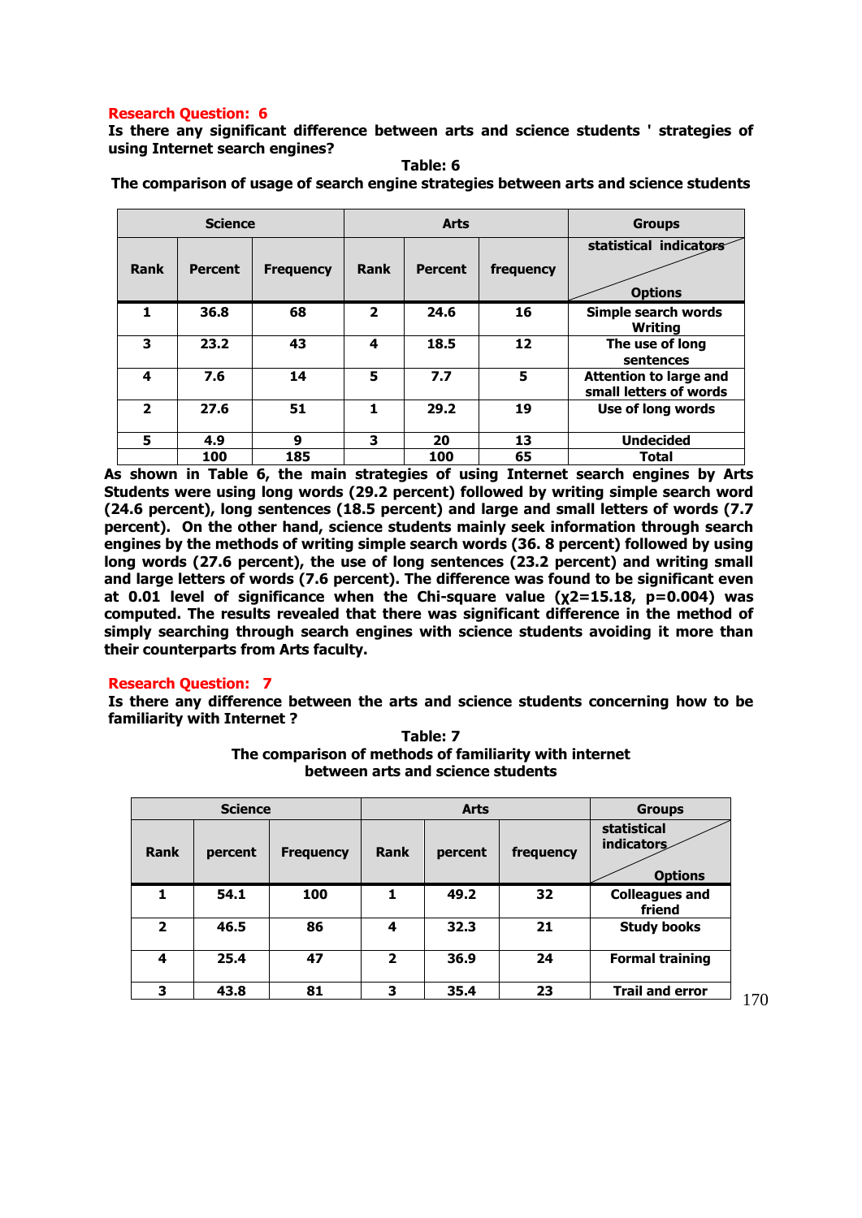**Research Question: 6**

**Is there any significant difference between arts and science students ' strategies of using Internet search engines?**

**Table: 6**

**The comparison of usage of search engine strategies between arts and science students**

| Science | | | Arts | | | Groups |
|---|---|---|---|---|---|---|
| Rank | Percent | Frequency | Rank | Percent | frequency | statistical indicators / Options |
| 1 | 36.8 | 68 | 2 | 24.6 | 16 | Simple search words Writing |
| 3 | 23.2 | 43 | 4 | 18.5 | 12 | The use of long sentences |
| 4 | 7.6 | 14 | 5 | 7.7 | 5 | Attention to large and small letters of words |
| 2 | 27.6 | 51 | 1 | 29.2 | 19 | Use of long words |
| 5 | 4.9 | 9 | 3 | 20 | 13 | Undecided |
| | 100 | 185 | | 100 | 65 | Total |

**As shown in Table 6, the main strategies of using Internet search engines by Arts Students were using long words (29.2 percent) followed by writing simple search word (24.6 percent), long sentences (18.5 percent) and large and small letters of words (7.7 percent). On the other hand, science students mainly seek information through search engines by the methods of writing simple search words (36. 8 percent) followed by using long words (27.6 percent), the use of long sentences (23.2 percent) and writing small and large letters of words (7.6 percent). The difference was found to be significant even at 0.01 level of significance when the Chi-square value ($\chi^2$=15.18, p=0.004) was computed. The results revealed that there was significant difference in the method of simply searching through search engines with science students avoiding it more than their counterparts from Arts faculty.**

**Research Question: 7**

**Is there any difference between the arts and science students concerning how to be familiarity with Internet ?**

**Table: 7**

**The comparison of methods of familiarity with internet between arts and science students**

| Science | | | Arts | | | Groups |
|---|---|---|---|---|---|---|
| Rank | percent | Frequency | Rank | percent | frequency | statistical indicators / Options |
| 1 | 54.1 | 100 | 1 | 49.2 | 32 | Colleagues and friend |
| 2 | 46.5 | 86 | 4 | 32.3 | 21 | Study books |
| 4 | 25.4 | 47 | 2 | 36.9 | 24 | Formal training |
| 3 | 43.8 | 81 | 3 | 35.4 | 23 | Trail and error |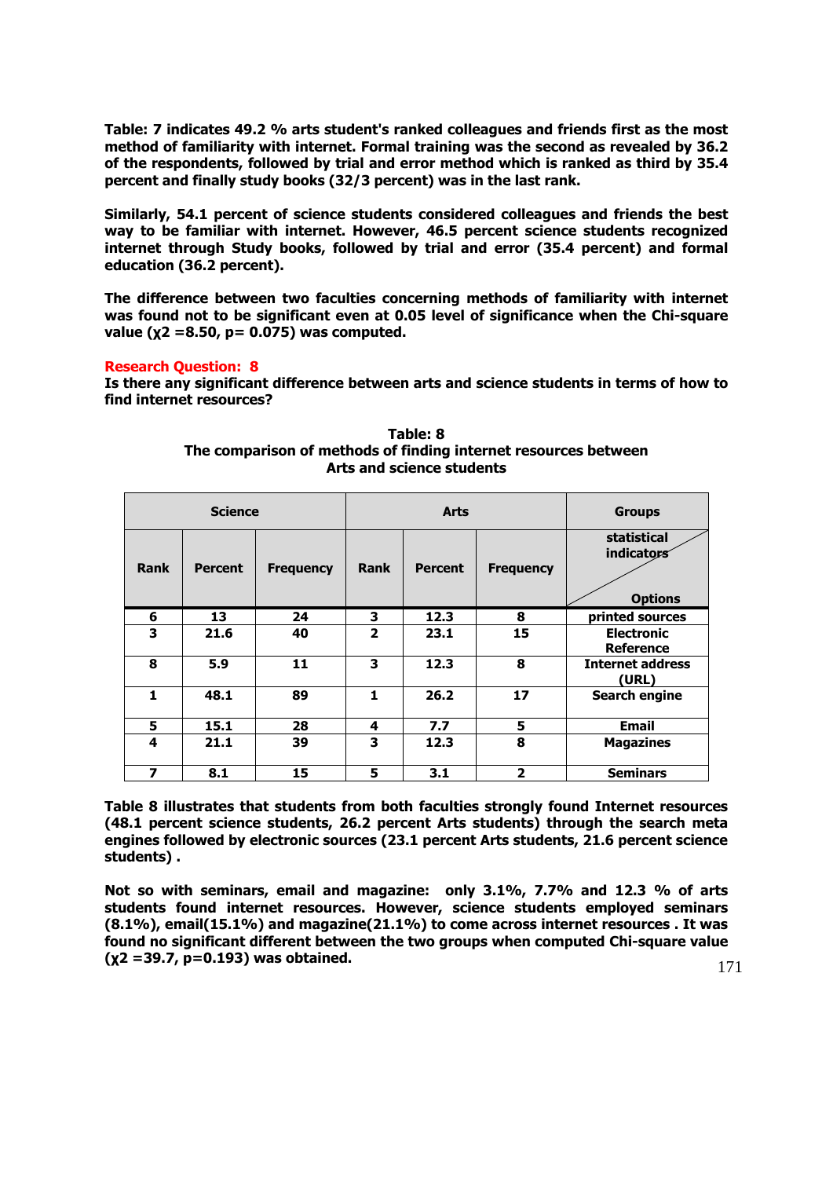**Table: 7 indicates 49.2 % arts student's ranked colleagues and friends first as the most method of familiarity with internet. Formal training was the second as revealed by 36.2 of the respondents, followed by trial and error method which is ranked as third by 35.4 percent and finally study books (32/3 percent) was in the last rank.**

**Similarly, 54.1 percent of science students considered colleagues and friends the best way to be familiar with internet. However, 46.5 percent science students recognized internet through Study books, followed by trial and error (35.4 percent) and formal education (36.2 percent).**

**The difference between two faculties concerning methods of familiarity with internet was found not to be significant even at 0.05 level of significance when the Chi-square value ($\chi2$ =8.50, p= 0.075) was computed.**

**Research Question: 8**

**Is there any significant difference between arts and science students in terms of how to find internet resources?**

**Table: 8**
**The comparison of methods of finding internet resources between Arts and science students**

| Science | | | Arts | | | Groups |
|---|---|---|---|---|---|---|
| Rank | Percent | Frequency | Rank | Percent | Frequency | statistical indicators / Options |
| 6 | 13 | 24 | 3 | 12.3 | 8 | printed sources |
| 3 | 21.6 | 40 | 2 | 23.1 | 15 | Electronic Reference |
| 8 | 5.9 | 11 | 3 | 12.3 | 8 | Internet address (URL) |
| 1 | 48.1 | 89 | 1 | 26.2 | 17 | Search engine |
| 5 | 15.1 | 28 | 4 | 7.7 | 5 | Email |
| 4 | 21.1 | 39 | 3 | 12.3 | 8 | Magazines |
| 7 | 8.1 | 15 | 5 | 3.1 | 2 | Seminars |

**Table 8 illustrates that students from both faculties strongly found Internet resources (48.1 percent science students, 26.2 percent Arts students) through the search meta engines followed by electronic sources (23.1 percent Arts students, 21.6 percent science students) .**

**Not so with seminars, email and magazine: only 3.1%, 7.7% and 12.3 % of arts students found internet resources. However, science students employed seminars (8.1%), email(15.1%) and magazine(21.1%) to come across internet resources . It was found no significant different between the two groups when computed Chi-square value ($\chi2$ =39.7, p=0.193) was obtained.**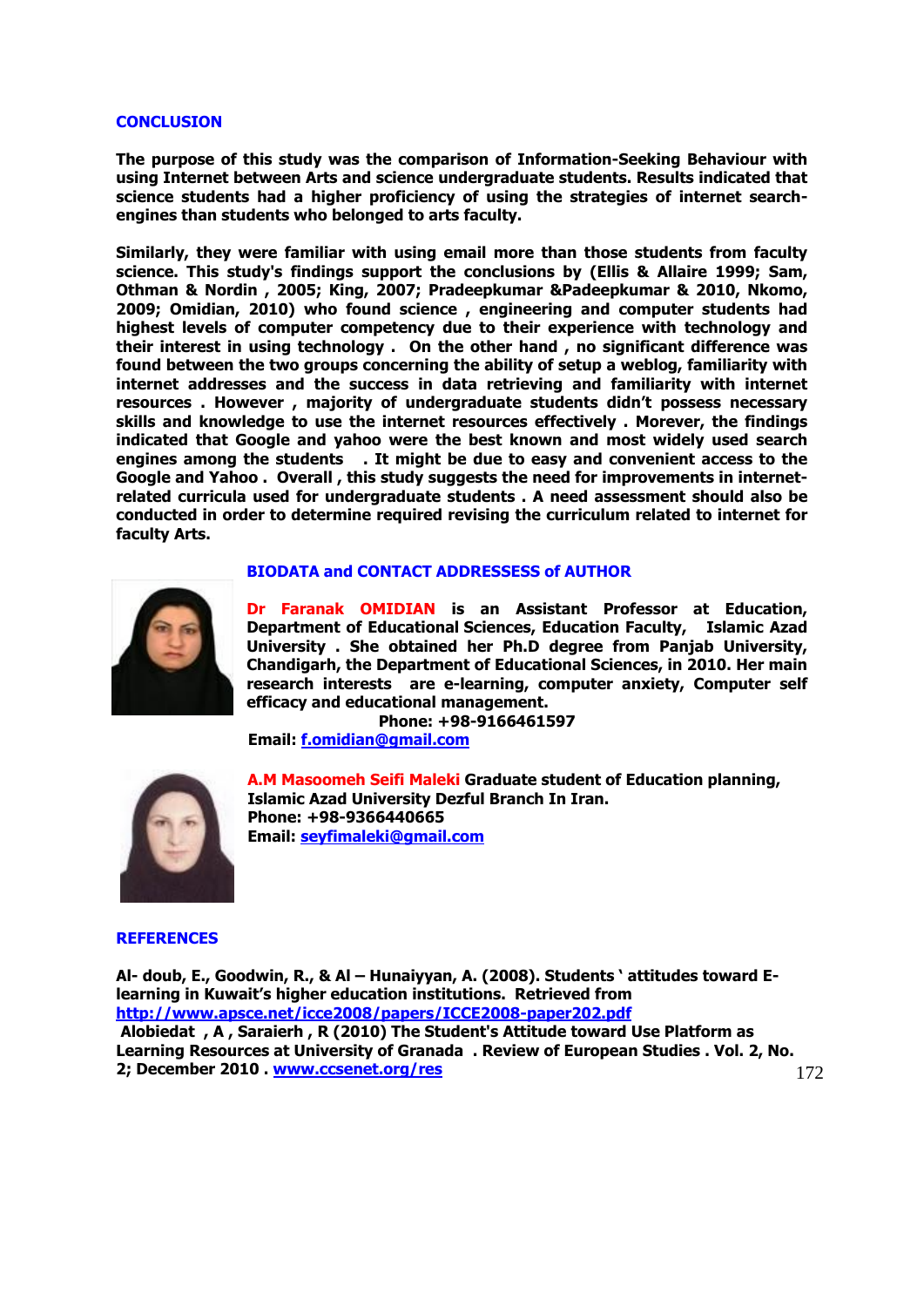## CONCLUSION

**The purpose of this study was the comparison of Information-Seeking Behaviour with using Internet between Arts and science undergraduate students. Results indicated that science students had a higher proficiency of using the strategies of internet search-engines than students who belonged to arts faculty.**

**Similarly, they were familiar with using email more than those students from faculty science. This study's findings support the conclusions by (Ellis & Allaire 1999; Sam, Othman & Nordin , 2005; King, 2007; Pradeepkumar &Padeepkumar & 2010, Nkomo, 2009; Omidian, 2010) who found science , engineering and computer students had highest levels of computer competency due to their experience with technology and their interest in using technology . On the other hand , no significant difference was found between the two groups concerning the ability of setup a weblog, familiarity with internet addresses and the success in data retrieving and familiarity with internet resources . However , majority of undergraduate students didn't possess necessary skills and knowledge to use the internet resources effectively . Morever, the findings indicated that Google and yahoo were the best known and most widely used search engines among the students . It might be due to easy and convenient access to the Google and Yahoo . Overall , this study suggests the need for improvements in internet-related curricula used for undergraduate students . A need assessment should also be conducted in order to determine required revising the curriculum related to internet for faculty Arts.**

## BIODATA and CONTACT ADDRESSESS of AUTHOR

**Dr Faranak OMIDIAN is an Assistant Professor at Education, Department of Educational Sciences, Education Faculty, Islamic Azad University . She obtained her Ph.D degree from Panjab University, Chandigarh, the Department of Educational Sciences, in 2010. Her main research interests are e-learning, computer anxiety, Computer self efficacy and educational management.**

**Phone: +98-9166461597**
**Email: f.omidian@gmail.com**

**A.M Masoomeh Seifi Maleki Graduate student of Education planning, Islamic Azad University Dezful Branch In Iran.**
**Phone: +98-9366440665**
**Email: seyfimaleki@gmail.com**

## REFERENCES

**Al- doub, E., Goodwin, R., & Al – Hunaiyyan, A. (2008). Students ' attitudes toward E-learning in Kuwait's higher education institutions. Retrieved from http://www.apsce.net/icce2008/papers/ICCE2008-paper202.pdf**

**Alobiedat , A , Saraierh , R (2010) The Student's Attitude toward Use Platform as Learning Resources at University of Granada . Review of European Studies . Vol. 2, No. 2; December 2010 . www.ccsenet.org/res**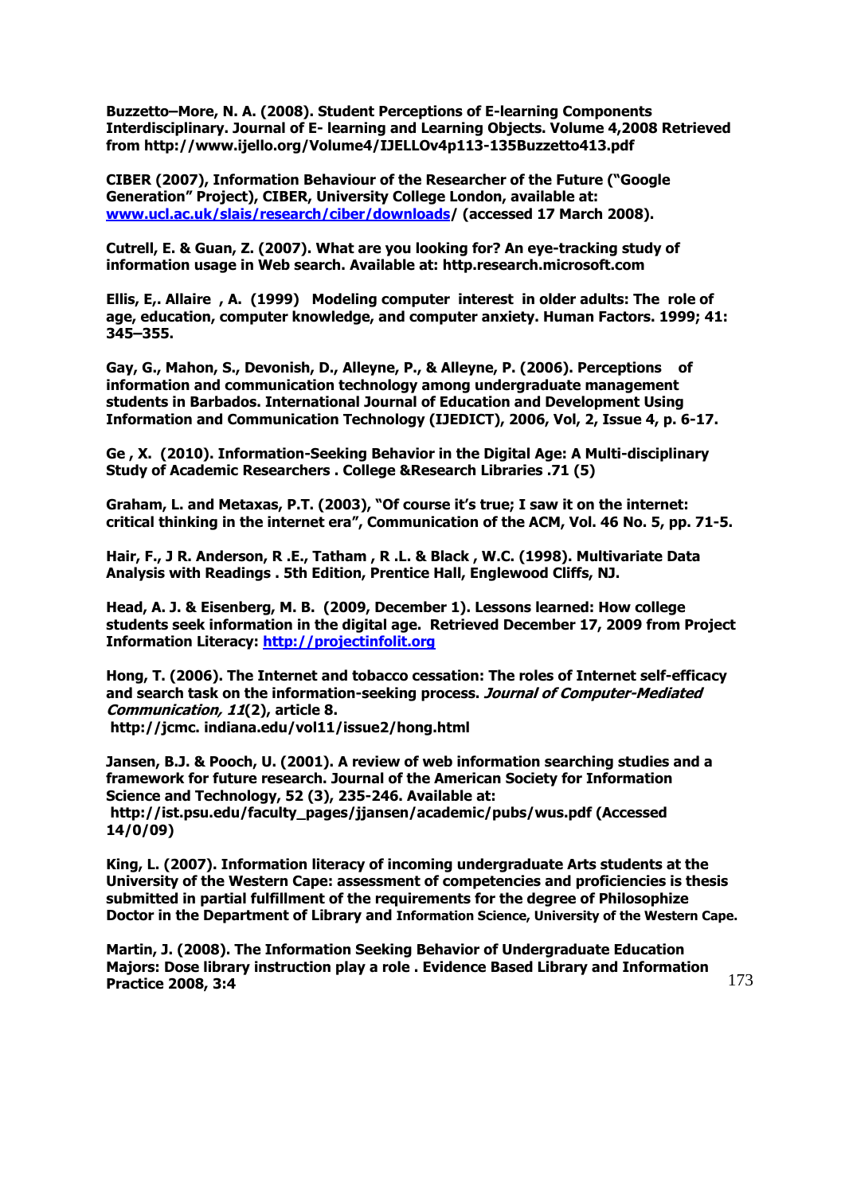**Buzzetto–More, N. A. (2008). Student Perceptions of E-learning Components Interdisciplinary. Journal of E- learning and Learning Objects. Volume 4,2008 Retrieved from http://www.ijello.org/Volume4/IJELLOv4p113-135Buzzetto413.pdf**

**CIBER (2007), Information Behaviour of the Researcher of the Future ("Google Generation" Project), CIBER, University College London, available at: [www.ucl.ac.uk/slais/research/ciber/downloads](www.ucl.ac.uk/slais/research/ciber/downloads)/ (accessed 17 March 2008).**

**Cutrell, E. & Guan, Z. (2007). What are you looking for? An eye-tracking study of information usage in Web search. Available at: http.research.microsoft.com**

**Ellis, E,. Allaire , A. (1999) Modeling computer interest in older adults: The role of age, education, computer knowledge, and computer anxiety. Human Factors. 1999; 41: 345–355.**

**Gay, G., Mahon, S., Devonish, D., Alleyne, P., & Alleyne, P. (2006). Perceptions of information and communication technology among undergraduate management students in Barbados. International Journal of Education and Development Using Information and Communication Technology (IJEDICT), 2006, Vol, 2, Issue 4, p. 6-17.**

**Ge , X. (2010). Information-Seeking Behavior in the Digital Age: A Multi-disciplinary Study of Academic Researchers . College &Research Libraries .71 (5)**

**Graham, L. and Metaxas, P.T. (2003), "Of course it's true; I saw it on the internet: critical thinking in the internet era", Communication of the ACM, Vol. 46 No. 5, pp. 71-5.**

**Hair, F., J R. Anderson, R .E., Tatham , R .L. & Black , W.C. (1998). Multivariate Data Analysis with Readings . 5th Edition, Prentice Hall, Englewood Cliffs, NJ.**

**Head, A. J. & Eisenberg, M. B. (2009, December 1). Lessons learned: How college students seek information in the digital age. Retrieved December 17, 2009 from Project Information Literacy: [http://projectinfolit.org](http://projectinfolit.org)**

**Hong, T. (2006). The Internet and tobacco cessation: The roles of Internet self-efficacy and search task on the information-seeking process. *Journal of Computer-Mediated Communication, 11*(2), article 8.
http://jcmc. indiana.edu/vol11/issue2/hong.html**

**Jansen, B.J. & Pooch, U. (2001). A review of web information searching studies and a framework for future research. Journal of the American Society for Information Science and Technology, 52 (3), 235-246. Available at:
http://ist.psu.edu/faculty_pages/jjansen/academic/pubs/wus.pdf (Accessed 14/0/09)**

**King, L. (2007). Information literacy of incoming undergraduate Arts students at the University of the Western Cape: assessment of competencies and proficiencies is thesis submitted in partial fulfillment of the requirements for the degree of Philosophize Doctor in the Department of Library and Information Science, University of the Western Cape.**

**Martin, J. (2008). The Information Seeking Behavior of Undergraduate Education Majors: Dose library instruction play a role . Evidence Based Library and Information Practice 2008, 3:4**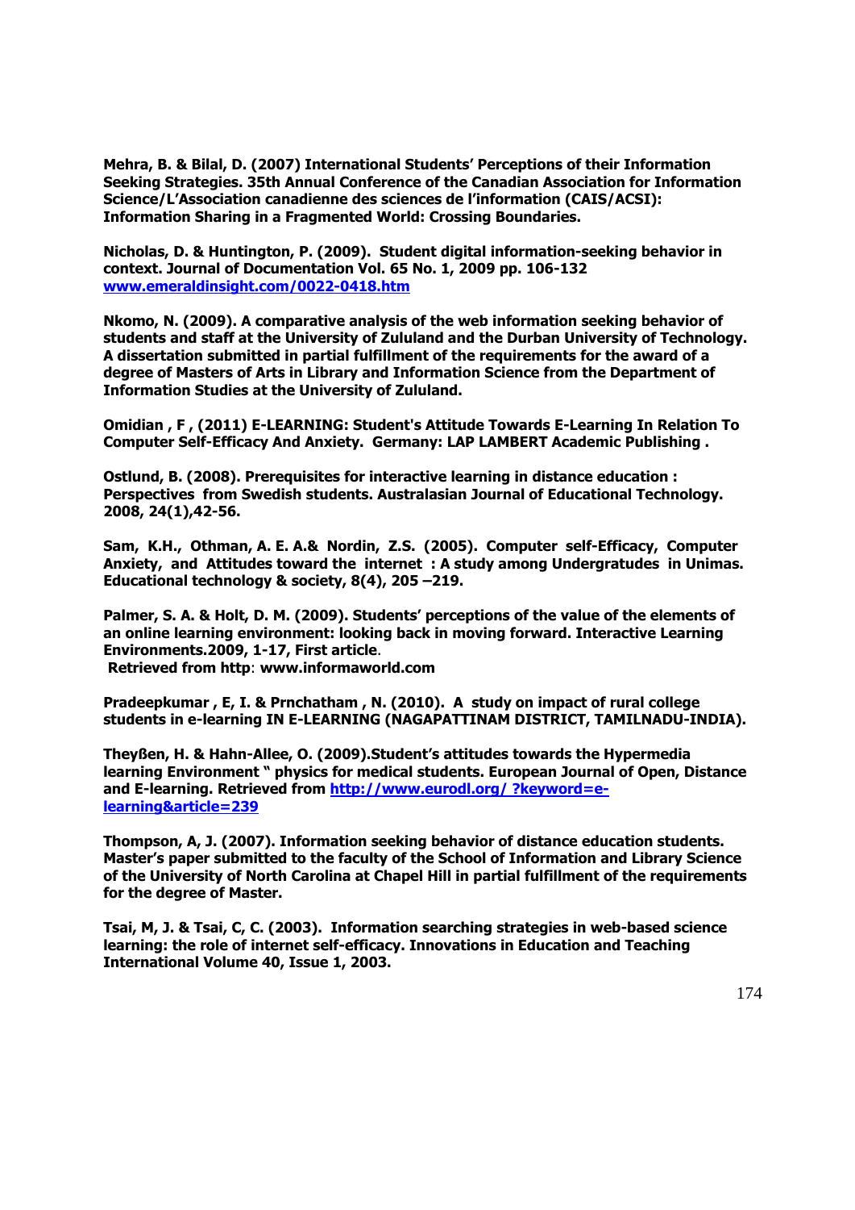**Mehra, B. & Bilal, D. (2007) International Students' Perceptions of their Information Seeking Strategies. 35th Annual Conference of the Canadian Association for Information Science/L'Association canadienne des sciences de l'information (CAIS/ACSI): Information Sharing in a Fragmented World: Crossing Boundaries.**

**Nicholas, D. & Huntington, P. (2009). Student digital information-seeking behavior in context. Journal of Documentation Vol. 65 No. 1, 2009 pp. 106-132 [www.emeraldinsight.com/0022-0418.htm](www.emeraldinsight.com/0022-0418.htm)**

**Nkomo, N. (2009). A comparative analysis of the web information seeking behavior of students and staff at the University of Zululand and the Durban University of Technology. A dissertation submitted in partial fulfillment of the requirements for the award of a degree of Masters of Arts in Library and Information Science from the Department of Information Studies at the University of Zululand.**

**Omidian , F , (2011) E-LEARNING: Student's Attitude Towards E-Learning In Relation To Computer Self-Efficacy And Anxiety. Germany: LAP LAMBERT Academic Publishing .**

**Ostlund, B. (2008). Prerequisites for interactive learning in distance education : Perspectives from Swedish students. Australasian Journal of Educational Technology. 2008, 24(1),42-56.**

**Sam, K.H., Othman, A. E. A.& Nordin, Z.S. (2005). Computer self-Efficacy, Computer Anxiety, and Attitudes toward the internet : A study among Undergratudes in Unimas. Educational technology & society, 8(4), 205 –219.**

**Palmer, S. A. & Holt, D. M. (2009). Students' perceptions of the value of the elements of an online learning environment: looking back in moving forward. Interactive Learning Environments.2009, 1-17, First article.**
**Retrieved from http: www.informaworld.com**

**Pradeepkumar , E, I. & Prnchatham , N. (2010). A study on impact of rural college students in e-learning IN E-LEARNING (NAGAPATTINAM DISTRICT, TAMILNADU-INDIA).**

**Theyßen, H. & Hahn-Allee, O. (2009).Student's attitudes towards the Hypermedia learning Environment " physics for medical students. European Journal of Open, Distance and E-learning. Retrieved from [http://www.eurodl.org/ ?keyword=e-learning&article=239](http://www.eurodl.org/?keyword=e-learning&article=239)**

**Thompson, A, J. (2007). Information seeking behavior of distance education students. Master's paper submitted to the faculty of the School of Information and Library Science of the University of North Carolina at Chapel Hill in partial fulfillment of the requirements for the degree of Master.**

**Tsai, M, J. & Tsai, C, C. (2003). Information searching strategies in web-based science learning: the role of internet self-efficacy. Innovations in Education and Teaching International Volume 40, Issue 1, 2003.**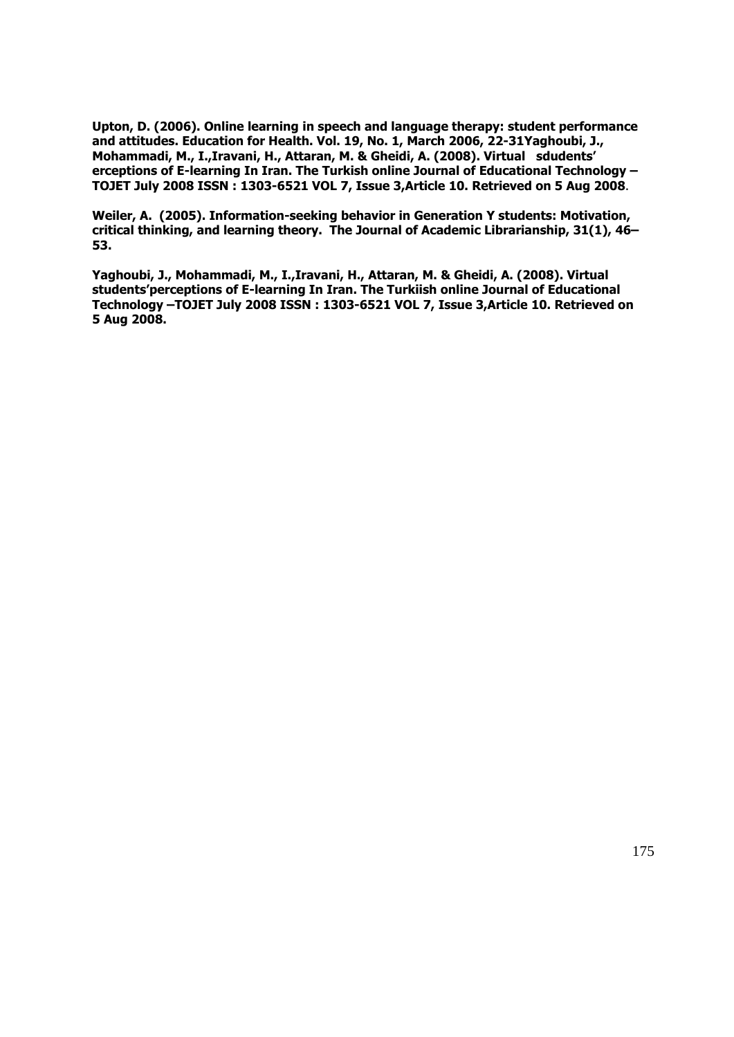**Upton, D. (2006). Online learning in speech and language therapy: student performance and attitudes. Education for Health. Vol. 19, No. 1, March 2006, 22-31Yaghoubi, J., Mohammadi, M., I.,Iravani, H., Attaran, M. & Gheidi, A. (2008). Virtual sdudents' erceptions of E-learning In Iran. The Turkish online Journal of Educational Technology – TOJET July 2008 ISSN : 1303-6521 VOL 7, Issue 3,Article 10. Retrieved on 5 Aug 2008**.

**Weiler, A. (2005). Information-seeking behavior in Generation Y students: Motivation, critical thinking, and learning theory. The Journal of Academic Librarianship, 31(1), 46–53.**

**Yaghoubi, J., Mohammadi, M., I.,Iravani, H., Attaran, M. & Gheidi, A. (2008). Virtual students'perceptions of E-learning In Iran. The Turkiish online Journal of Educational Technology –TOJET July 2008 ISSN : 1303-6521 VOL 7, Issue 3,Article 10. Retrieved on 5 Aug 2008.**